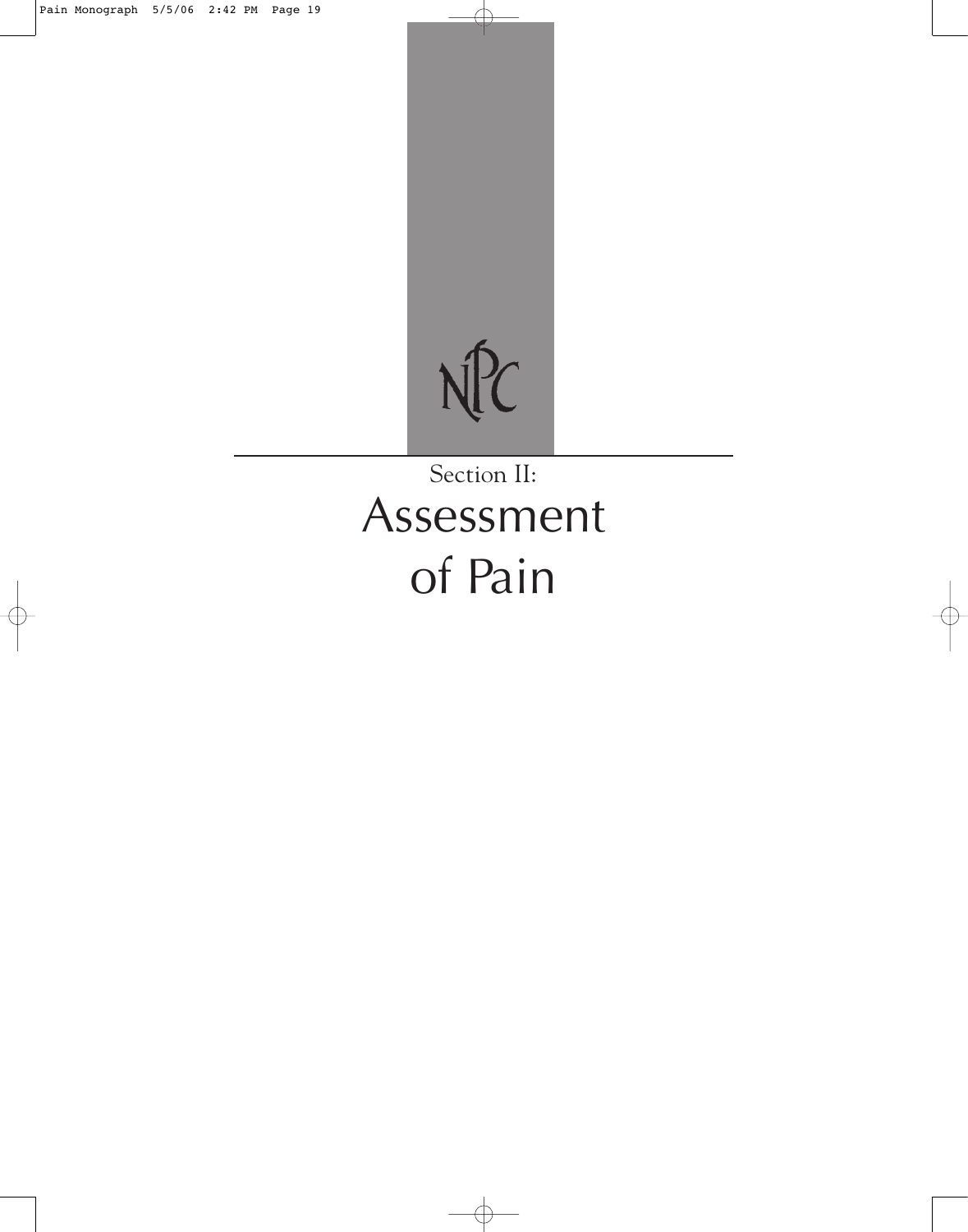NPC

Section II:

# Assessment of Pain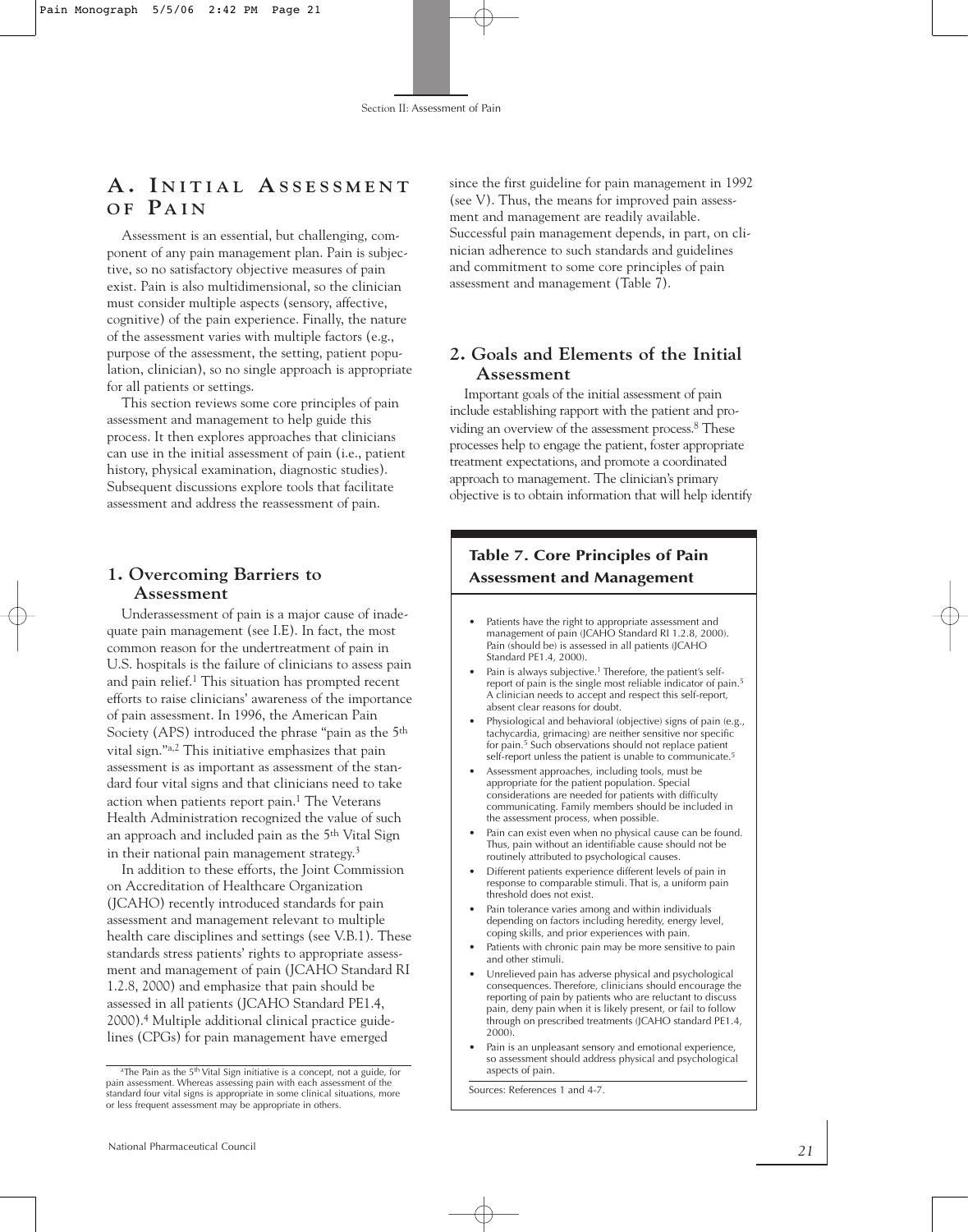# A. Initial Assessment of Pain

Assessment is an essential, but challenging, component of any pain management plan. Pain is subjective, so no satisfactory objective measures of pain exist. Pain is also multidimensional, so the clinician must consider multiple aspects (sensory, affective, cognitive) of the pain experience. Finally, the nature of the assessment varies with multiple factors (e.g., purpose of the assessment, the setting, patient population, clinician), so no single approach is appropriate for all patients or settings.

This section reviews some core principles of pain assessment and management to help guide this process. It then explores approaches that clinicians can use in the initial assessment of pain (i.e., patient history, physical examination, diagnostic studies). Subsequent discussions explore tools that facilitate assessment and address the reassessment of pain.

## 1. Overcoming Barriers to Assessment

Underassessment of pain is a major cause of inadequate pain management (see I.E). In fact, the most common reason for the undertreatment of pain in U.S. hospitals is the failure of clinicians to assess pain and pain relief.[1] This situation has prompted recent efforts to raise clinicians' awareness of the importance of pain assessment. In 1996, the American Pain Society (APS) introduced the phrase "pain as the 5th vital sign."[a,2] This initiative emphasizes that pain assessment is as important as assessment of the standard four vital signs and that clinicians need to take action when patients report pain.[1] The Veterans Health Administration recognized the value of such an approach and included pain as the 5th Vital Sign in their national pain management strategy.[3]

In addition to these efforts, the Joint Commission on Accreditation of Healthcare Organization (JCAHO) recently introduced standards for pain assessment and management relevant to multiple health care disciplines and settings (see V.B.1). These standards stress patients' rights to appropriate assessment and management of pain (JCAHO Standard RI 1.2.8, 2000) and emphasize that pain should be assessed in all patients (JCAHO Standard PE1.4, 2000).[4] Multiple additional clinical practice guidelines (CPGs) for pain management have emerged since the first guideline for pain management in 1992 (see V). Thus, the means for improved pain assessment and management are readily available. Successful pain management depends, in part, on clinician adherence to such standards and guidelines and commitment to some core principles of pain assessment and management (Table 7).

[a] The Pain as the 5th Vital Sign initiative is a concept, not a guide, for pain assessment. Whereas assessing pain with each assessment of the standard four vital signs is appropriate in some clinical situations, more or less frequent assessment may be appropriate in others.

## 2. Goals and Elements of the Initial Assessment

Important goals of the initial assessment of pain include establishing rapport with the patient and providing an overview of the assessment process.[8] These processes help to engage the patient, foster appropriate treatment expectations, and promote a coordinated approach to management. The clinician's primary objective is to obtain information that will help identify

**Table 7. Core Principles of Pain Assessment and Management**

- Patients have the right to appropriate assessment and management of pain (JCAHO Standard RI 1.2.8, 2000). Pain (should be) is assessed in all patients (JCAHO Standard PE1.4, 2000).
- Pain is always subjective.[1] Therefore, the patient's self-report of pain is the single most reliable indicator of pain.[5] A clinician needs to accept and respect this self-report, absent clear reasons for doubt.
- Physiological and behavioral (objective) signs of pain (e.g., tachycardia, grimacing) are neither sensitive nor specific for pain.[5] Such observations should not replace patient self-report unless the patient is unable to communicate.[5]
- Assessment approaches, including tools, must be appropriate for the patient population. Special considerations are needed for patients with difficulty communicating. Family members should be included in the assessment process, when possible.
- Pain can exist even when no physical cause can be found. Thus, pain without an identifiable cause should not be routinely attributed to psychological causes.
- Different patients experience different levels of pain in response to comparable stimuli. That is, a uniform pain threshold does not exist.
- Pain tolerance varies among and within individuals depending on factors including heredity, energy level, coping skills, and prior experiences with pain.
- Patients with chronic pain may be more sensitive to pain and other stimuli.
- Unrelieved pain has adverse physical and psychological consequences. Therefore, clinicians should encourage the reporting of pain by patients who are reluctant to discuss pain, deny pain when it is likely present, or fail to follow through on prescribed treatments (JCAHO standard PE1.4, 2000).
- Pain is an unpleasant sensory and emotional experience, so assessment should address physical and psychological aspects of pain.

Sources: References 1 and 4-7.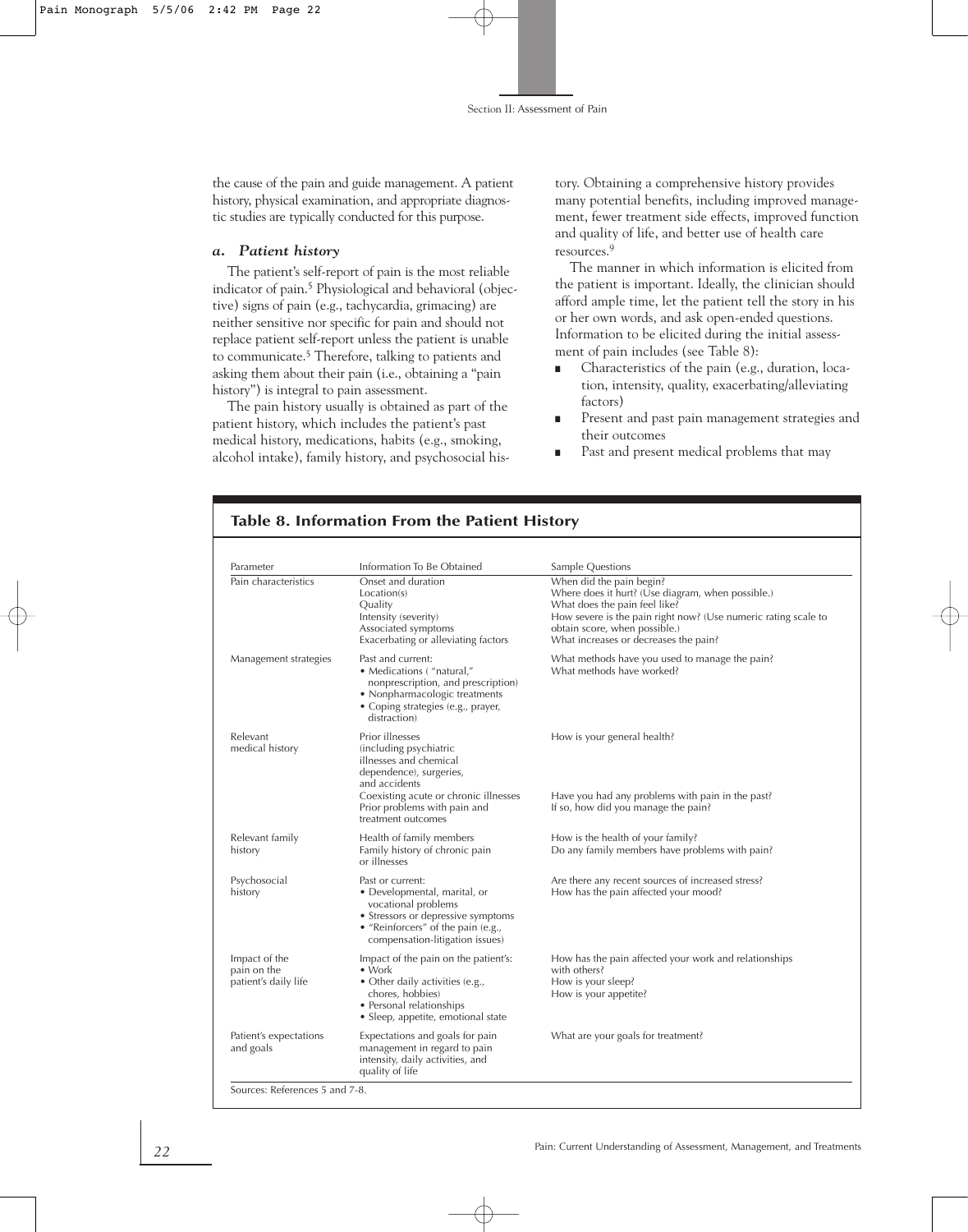the cause of the pain and guide management. A patient history, physical examination, and appropriate diagnostic studies are typically conducted for this purpose.

#### *a. Patient history*

The patient's self-report of pain is the most reliable indicator of pain.[5] Physiological and behavioral (objective) signs of pain (e.g., tachycardia, grimacing) are neither sensitive nor specific for pain and should not replace patient self-report unless the patient is unable to communicate.[5] Therefore, talking to patients and asking them about their pain (i.e., obtaining a "pain history") is integral to pain assessment.

The pain history usually is obtained as part of the patient history, which includes the patient's past medical history, medications, habits (e.g., smoking, alcohol intake), family history, and psychosocial history. Obtaining a comprehensive history provides many potential benefits, including improved management, fewer treatment side effects, improved function and quality of life, and better use of health care resources.[9]

The manner in which information is elicited from the patient is important. Ideally, the clinician should afford ample time, let the patient tell the story in his or her own words, and ask open-ended questions. Information to be elicited during the initial assessment of pain includes (see Table 8):

- Characteristics of the pain (e.g., duration, location, intensity, quality, exacerbating/alleviating factors)
- Present and past pain management strategies and their outcomes
- Past and present medical problems that may

**Table 8. Information From the Patient History**

| Parameter | Information To Be Obtained | Sample Questions |
|---|---|---|
| Pain characteristics | Onset and duration<br>Location(s)<br>Quality<br>Intensity (severity)<br>Associated symptoms<br>Exacerbating or alleviating factors | When did the pain begin?<br>Where does it hurt? (Use diagram, when possible.)<br>What does the pain feel like?<br>How severe is the pain right now? (Use numeric rating scale to obtain score, when possible.)<br>What increases or decreases the pain? |
| Management strategies | Past and current:<br>• Medications ("natural," nonprescription, and prescription)<br>• Nonpharmacologic treatments<br>• Coping strategies (e.g., prayer, distraction) | What methods have you used to manage the pain?<br>What methods have worked? |
| Relevant medical history | Prior illnesses (including psychiatric illnesses and chemical dependence), surgeries, and accidents<br>Coexisting acute or chronic illnesses<br>Prior problems with pain and treatment outcomes | How is your general health?<br>Have you had any problems with pain in the past?<br>If so, how did you manage the pain? |
| Relevant family history | Health of family members<br>Family history of chronic pain or illnesses | How is the health of your family?<br>Do any family members have problems with pain? |
| Psychosocial history | Past or current:<br>• Developmental, marital, or vocational problems<br>• Stressors or depressive symptoms<br>• "Reinforcers" of the pain (e.g., compensation-litigation issues) | Are there any recent sources of increased stress?<br>How has the pain affected your mood? |
| Impact of the pain on the patient's daily life | Impact of the pain on the patient's:<br>• Work<br>• Other daily activities (e.g., chores, hobbies)<br>• Personal relationships<br>• Sleep, appetite, emotional state | How has the pain affected your work and relationships with others?<br>How is your sleep?<br>How is your appetite? |
| Patient's expectations and goals | Expectations and goals for pain management in regard to pain intensity, daily activities, and quality of life | What are your goals for treatment? |

Sources: References 5 and 7-8.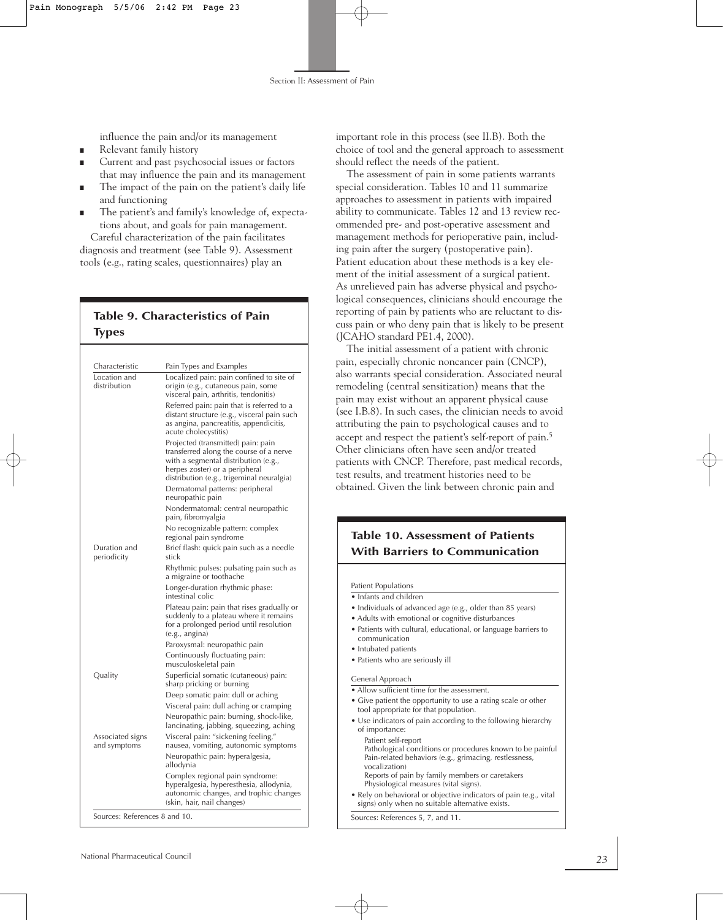influence the pain and/or its management

- Relevant family history
- Current and past psychosocial issues or factors that may influence the pain and its management
- The impact of the pain on the patient's daily life and functioning
- The patient's and family's knowledge of, expectations about, and goals for pain management.

Careful characterization of the pain facilitates diagnosis and treatment (see Table 9). Assessment tools (e.g., rating scales, questionnaires) play an important role in this process (see II.B). Both the choice of tool and the general approach to assessment should reflect the needs of the patient.

The assessment of pain in some patients warrants special consideration. Tables 10 and 11 summarize approaches to assessment in patients with impaired ability to communicate. Tables 12 and 13 review recommended pre- and post-operative assessment and management methods for perioperative pain, including pain after the surgery (postoperative pain). Patient education about these methods is a key element of the initial assessment of a surgical patient. As unrelieved pain has adverse physical and psychological consequences, clinicians should encourage the reporting of pain by patients who are reluctant to discuss pain or who deny pain that is likely to be present (JCAHO standard PE1.4, 2000).

The initial assessment of a patient with chronic pain, especially chronic noncancer pain (CNCP), also warrants special consideration. Associated neural remodeling (central sensitization) means that the pain may exist without an apparent physical cause (see I.B.8). In such cases, the clinician needs to avoid attributing the pain to psychological causes and to accept and respect the patient's self-report of pain.[5] Other clinicians often have seen and/or treated patients with CNCP. Therefore, past medical records, test results, and treatment histories need to be obtained. Given the link between chronic pain and

### Table 9. Characteristics of Pain Types

| Characteristic | Pain Types and Examples |
|---|---|
| Location and distribution | Localized pain: pain confined to site of origin (e.g., cutaneous pain, some visceral pain, arthritis, tendonitis) |
| | Referred pain: pain that is referred to a distant structure (e.g., visceral pain such as angina, pancreatitis, appendicitis, acute cholecystitis) |
| | Projected (transmitted) pain: pain transferred along the course of a nerve with a segmental distribution (e.g., herpes zoster) or a peripheral distribution (e.g., trigeminal neuralgia) |
| | Dermatomal patterns: peripheral neuropathic pain |
| | Nondermatomal: central neuropathic pain, fibromyalgia |
| | No recognizable pattern: complex regional pain syndrome |
| Duration and periodicity | Brief flash: quick pain such as a needle stick |
| | Rhythmic pulses: pulsating pain such as a migraine or toothache |
| | Longer-duration rhythmic phase: intestinal colic |
| | Plateau pain: pain that rises gradually or suddenly to a plateau where it remains for a prolonged period until resolution (e.g., angina) |
| | Paroxysmal: neuropathic pain |
| | Continuously fluctuating pain: musculoskeletal pain |
| Quality | Superficial somatic (cutaneous) pain: sharp pricking or burning |
| | Deep somatic pain: dull or aching |
| | Visceral pain: dull aching or cramping |
| | Neuropathic pain: burning, shock-like, lancinating, jabbing, squeezing, aching |
| Associated signs and symptoms | Visceral pain: "sickening feeling," nausea, vomiting, autonomic symptoms |
| | Neuropathic pain: hyperalgesia, allodynia |
| | Complex regional pain syndrome: hyperalgesia, hyperesthesia, allodynia, autonomic changes, and trophic changes (skin, hair, nail changes) |

Sources: References 8 and 10.

### Table 10. Assessment of Patients With Barriers to Communication

**Patient Populations**

- Infants and children
- Individuals of advanced age (e.g., older than 85 years)
- Adults with emotional or cognitive disturbances
- Patients with cultural, educational, or language barriers to communication
- Intubated patients
- Patients who are seriously ill

**General Approach**

- Allow sufficient time for the assessment.
- Give patient the opportunity to use a rating scale or other tool appropriate for that population.
- Use indicators of pain according to the following hierarchy of importance:
  - Patient self-report
  - Pathological conditions or procedures known to be painful
  - Pain-related behaviors (e.g., grimacing, restlessness, vocalization)
  - Reports of pain by family members or caretakers
  - Physiological measures (vital signs).
- Rely on behavioral or objective indicators of pain (e.g., vital signs) only when no suitable alternative exists.

Sources: References 5, 7, and 11.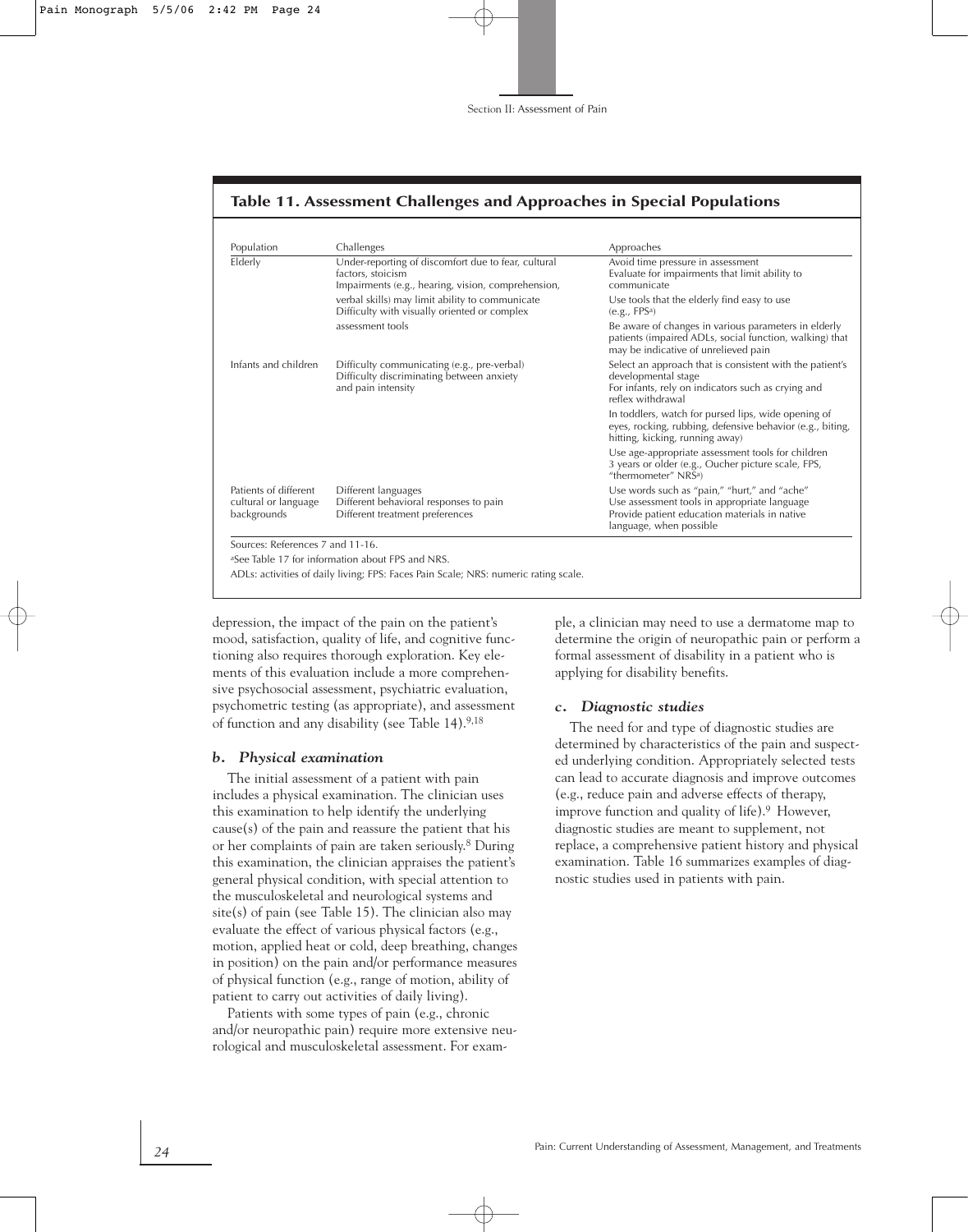## Table 11. Assessment Challenges and Approaches in Special Populations

| Population | Challenges | Approaches |
|---|---|---|
| Elderly | Under-reporting of discomfort due to fear, cultural factors, stoicism<br>Impairments (e.g., hearing, vision, comprehension, verbal skills) may limit ability to communicate<br>Difficulty with visually oriented or complex assessment tools | Avoid time pressure in assessment<br>Evaluate for impairments that limit ability to communicate<br>Use tools that the elderly find easy to use (e.g., FPS[a])<br>Be aware of changes in various parameters in elderly patients (impaired ADLs, social function, walking) that may be indicative of unrelieved pain |
| Infants and children | Difficulty communicating (e.g., pre-verbal)<br>Difficulty discriminating between anxiety and pain intensity | Select an approach that is consistent with the patient's developmental stage<br>For infants, rely on indicators such as crying and reflex withdrawal<br>In toddlers, watch for pursed lips, wide opening of eyes, rocking, rubbing, defensive behavior (e.g., biting, hitting, kicking, running away)<br>Use age-appropriate assessment tools for children 3 years or older (e.g., Oucher picture scale, FPS, "thermometer" NRS[a]) |
| Patients of different cultural or language backgrounds | Different languages<br>Different behavioral responses to pain<br>Different treatment preferences | Use words such as "pain," "hurt," and "ache"<br>Use assessment tools in appropriate language<br>Provide patient education materials in native language, when possible |

Sources: References 7 and 11-16.

[a]See Table 17 for information about FPS and NRS.

ADLs: activities of daily living; FPS: Faces Pain Scale; NRS: numeric rating scale.

depression, the impact of the pain on the patient's mood, satisfaction, quality of life, and cognitive functioning also requires thorough exploration. Key elements of this evaluation include a more comprehensive psychosocial assessment, psychiatric evaluation, psychometric testing (as appropriate), and assessment of function and any disability (see Table 14).[9,18]

### *b. Physical examination*

The initial assessment of a patient with pain includes a physical examination. The clinician uses this examination to help identify the underlying cause(s) of the pain and reassure the patient that his or her complaints of pain are taken seriously.[8] During this examination, the clinician appraises the patient's general physical condition, with special attention to the musculoskeletal and neurological systems and site(s) of pain (see Table 15). The clinician also may evaluate the effect of various physical factors (e.g., motion, applied heat or cold, deep breathing, changes in position) on the pain and/or performance measures of physical function (e.g., range of motion, ability of patient to carry out activities of daily living).

Patients with some types of pain (e.g., chronic and/or neuropathic pain) require more extensive neurological and musculoskeletal assessment. For example, a clinician may need to use a dermatome map to determine the origin of neuropathic pain or perform a formal assessment of disability in a patient who is applying for disability benefits.

### *c. Diagnostic studies*

The need for and type of diagnostic studies are determined by characteristics of the pain and suspected underlying condition. Appropriately selected tests can lead to accurate diagnosis and improve outcomes (e.g., reduce pain and adverse effects of therapy, improve function and quality of life).[9] However, diagnostic studies are meant to supplement, not replace, a comprehensive patient history and physical examination. Table 16 summarizes examples of diagnostic studies used in patients with pain.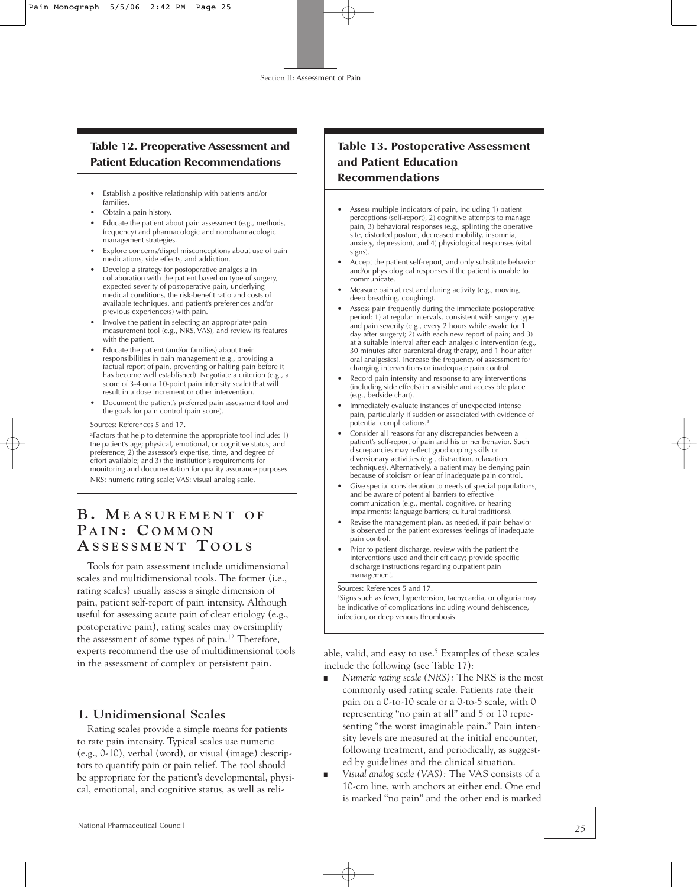## Table 12. Preoperative Assessment and Patient Education Recommendations

- Establish a positive relationship with patients and/or families.
- Obtain a pain history.
- Educate the patient about pain assessment (e.g., methods, frequency) and pharmacologic and nonpharmacologic management strategies.
- Explore concerns/dispel misconceptions about use of pain medications, side effects, and addiction.
- Develop a strategy for postoperative analgesia in collaboration with the patient based on type of surgery, expected severity of postoperative pain, underlying medical conditions, the risk-benefit ratio and costs of available techniques, and patient's preferences and/or previous experience(s) with pain.
- Involve the patient in selecting an appropriate[a] pain measurement tool (e.g., NRS, VAS), and review its features with the patient.
- Educate the patient (and/or families) about their responsibilities in pain management (e.g., providing a factual report of pain, preventing or halting pain before it has become well established). Negotiate a criterion (e.g., a score of 3-4 on a 10-point pain intensity scale) that will result in a dose increment or other intervention.
- Document the patient's preferred pain assessment tool and the goals for pain control (pain score).

Sources: References 5 and 17.

[a]Factors that help to determine the appropriate tool include: 1) the patient's age; physical, emotional, or cognitive status; and preference; 2) the assessor's expertise, time, and degree of effort available; and 3) the institution's requirements for monitoring and documentation for quality assurance purposes.

NRS: numeric rating scale; VAS: visual analog scale.

## Table 13. Postoperative Assessment and Patient Education Recommendations

- Assess multiple indicators of pain, including 1) patient perceptions (self-report), 2) cognitive attempts to manage pain, 3) behavioral responses (e.g., splinting the operative site, distorted posture, decreased mobility, insomnia, anxiety, depression), and 4) physiological responses (vital signs).
- Accept the patient self-report, and only substitute behavior and/or physiological responses if the patient is unable to communicate.
- Measure pain at rest and during activity (e.g., moving, deep breathing, coughing).
- Assess pain frequently during the immediate postoperative period: 1) at regular intervals, consistent with surgery type and pain severity (e.g., every 2 hours while awake for 1 day after surgery); 2) with each new report of pain; and 3) at a suitable interval after each analgesic intervention (e.g., 30 minutes after parenteral drug therapy, and 1 hour after oral analgesics). Increase the frequency of assessment for changing interventions or inadequate pain control.
- Record pain intensity and response to any interventions (including side effects) in a visible and accessible place (e.g., bedside chart).
- Immediately evaluate instances of unexpected intense pain, particularly if sudden or associated with evidence of potential complications.[a]
- Consider all reasons for any discrepancies between a patient's self-report of pain and his or her behavior. Such discrepancies may reflect good coping skills or diversionary activities (e.g., distraction, relaxation techniques). Alternatively, a patient may be denying pain because of stoicism or fear of inadequate pain control.
- Give special consideration to needs of special populations, and be aware of potential barriers to effective communication (e.g., mental, cognitive, or hearing impairments; language barriers; cultural traditions).
- Revise the management plan, as needed, if pain behavior is observed or the patient expresses feelings of inadequate pain control.
- Prior to patient discharge, review with the patient the interventions used and their efficacy; provide specific discharge instructions regarding outpatient pain management.

Sources: References 5 and 17.

[a]Signs such as fever, hypertension, tachycardia, or oliguria may be indicative of complications including wound dehiscence, infection, or deep venous thrombosis.

# B. Measurement of Pain: Common Assessment Tools

Tools for pain assessment include unidimensional scales and multidimensional tools. The former (i.e., rating scales) usually assess a single dimension of pain, patient self-report of pain intensity. Although useful for assessing acute pain of clear etiology (e.g., postoperative pain), rating scales may oversimplify the assessment of some types of pain.[12] Therefore, experts recommend the use of multidimensional tools in the assessment of complex or persistent pain.

## 1. Unidimensional Scales

Rating scales provide a simple means for patients to rate pain intensity. Typical scales use numeric (e.g., 0-10), verbal (word), or visual (image) descriptors to quantify pain or pain relief. The tool should be appropriate for the patient's developmental, physical, emotional, and cognitive status, as well as reliable, valid, and easy to use.[5] Examples of these scales include the following (see Table 17):

- *Numeric rating scale (NRS):* The NRS is the most commonly used rating scale. Patients rate their pain on a 0-to-10 scale or a 0-to-5 scale, with 0 representing "no pain at all" and 5 or 10 representing "the worst imaginable pain." Pain intensity levels are measured at the initial encounter, following treatment, and periodically, as suggested by guidelines and the clinical situation.
- *Visual analog scale (VAS):* The VAS consists of a 10-cm line, with anchors at either end. One end is marked "no pain" and the other end is marked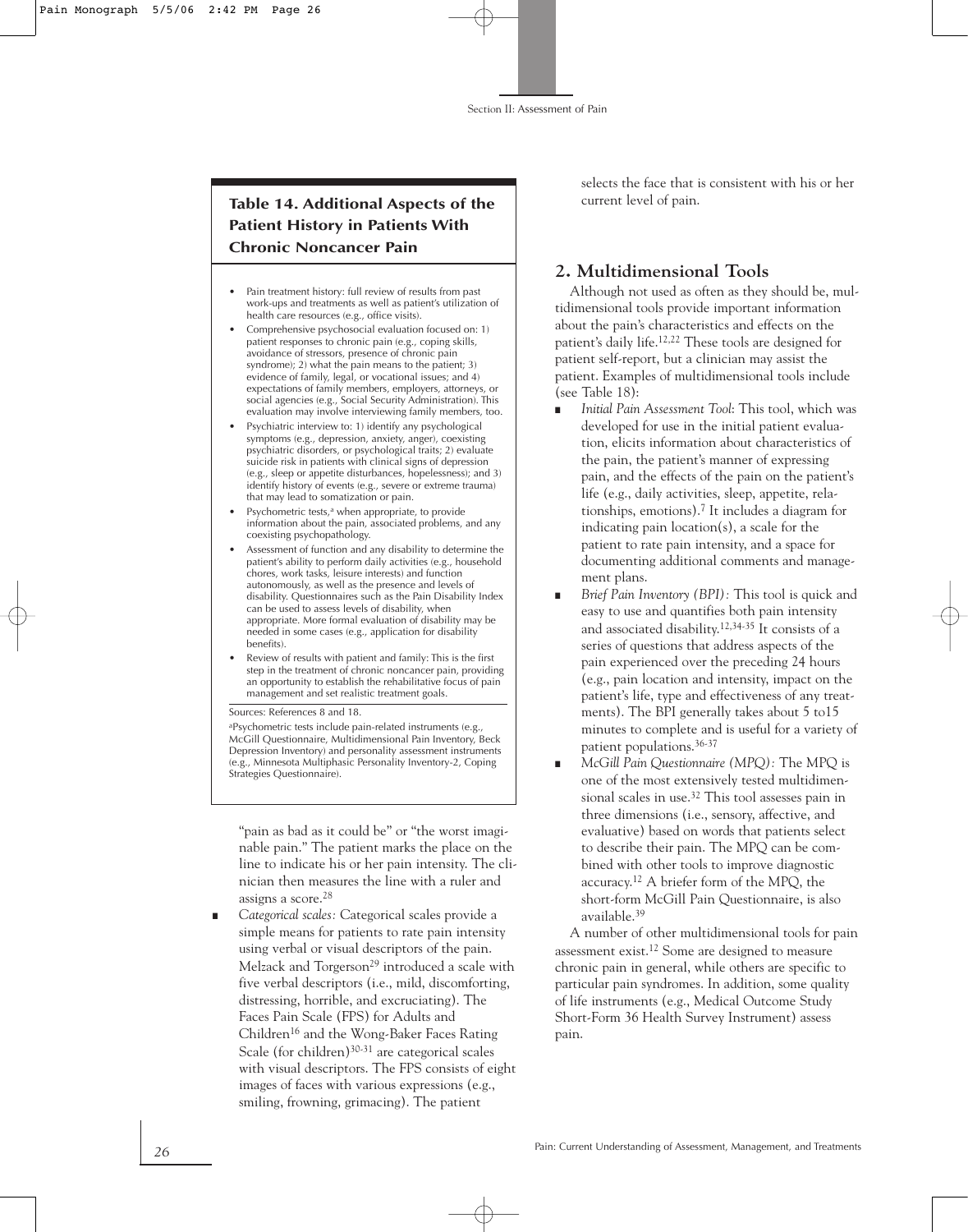## Table 14. Additional Aspects of the Patient History in Patients With Chronic Noncancer Pain

- Pain treatment history: full review of results from past work-ups and treatments as well as patient's utilization of health care resources (e.g., office visits).
- Comprehensive psychosocial evaluation focused on: 1) patient responses to chronic pain (e.g., coping skills, avoidance of stressors, presence of chronic pain syndrome); 2) what the pain means to the patient; 3) evidence of family, legal, or vocational issues; and 4) expectations of family members, employers, attorneys, or social agencies (e.g., Social Security Administration). This evaluation may involve interviewing family members, too.
- Psychiatric interview to: 1) identify any psychological symptoms (e.g., depression, anxiety, anger), coexisting psychiatric disorders, or psychological traits; 2) evaluate suicide risk in patients with clinical signs of depression (e.g., sleep or appetite disturbances, hopelessness); and 3) identify history of events (e.g., severe or extreme trauma) that may lead to somatization or pain.
- Psychometric tests,[a] when appropriate, to provide information about the pain, associated problems, and any coexisting psychopathology.
- Assessment of function and any disability to determine the patient's ability to perform daily activities (e.g., household chores, work tasks, leisure interests) and function autonomously, as well as the presence and levels of disability. Questionnaires such as the Pain Disability Index can be used to assess levels of disability, when appropriate. More formal evaluation of disability may be needed in some cases (e.g., application for disability benefits).
- Review of results with patient and family: This is the first step in the treatment of chronic noncancer pain, providing an opportunity to establish the rehabilitative focus of pain management and set realistic treatment goals.

Sources: References 8 and 18.

[a]Psychometric tests include pain-related instruments (e.g., McGill Questionnaire, Multidimensional Pain Inventory, Beck Depression Inventory) and personality assessment instruments (e.g., Minnesota Multiphasic Personality Inventory-2, Coping Strategies Questionnaire).

"pain as bad as it could be" or "the worst imaginable pain." The patient marks the place on the line to indicate his or her pain intensity. The clinician then measures the line with a ruler and assigns a score.[28]

- *Categorical scales:* Categorical scales provide a simple means for patients to rate pain intensity using verbal or visual descriptors of the pain. Melzack and Torgerson[29] introduced a scale with five verbal descriptors (i.e., mild, discomforting, distressing, horrible, and excruciating). The Faces Pain Scale (FPS) for Adults and Children[16] and the Wong-Baker Faces Rating Scale (for children)[30-31] are categorical scales with visual descriptors. The FPS consists of eight images of faces with various expressions (e.g., smiling, frowning, grimacing). The patient selects the face that is consistent with his or her current level of pain.

## 2. Multidimensional Tools

Although not used as often as they should be, multidimensional tools provide important information about the pain's characteristics and effects on the patient's daily life.[12,22] These tools are designed for patient self-report, but a clinician may assist the patient. Examples of multidimensional tools include (see Table 18):

- *Initial Pain Assessment Tool*: This tool, which was developed for use in the initial patient evaluation, elicits information about characteristics of the pain, the patient's manner of expressing pain, and the effects of the pain on the patient's life (e.g., daily activities, sleep, appetite, relationships, emotions).[7] It includes a diagram for indicating pain location(s), a scale for the patient to rate pain intensity, and a space for documenting additional comments and management plans.
- *Brief Pain Inventory (BPI):* This tool is quick and easy to use and quantifies both pain intensity and associated disability.[12,34-35] It consists of a series of questions that address aspects of the pain experienced over the preceding 24 hours (e.g., pain location and intensity, impact on the patient's life, type and effectiveness of any treatments). The BPI generally takes about 5 to15 minutes to complete and is useful for a variety of patient populations.[36-37]
- *McGill Pain Questionnaire (MPQ):* The MPQ is one of the most extensively tested multidimensional scales in use.[32] This tool assesses pain in three dimensions (i.e., sensory, affective, and evaluative) based on words that patients select to describe their pain. The MPQ can be combined with other tools to improve diagnostic accuracy.[12] A briefer form of the MPQ, the short-form McGill Pain Questionnaire, is also available.[39]

A number of other multidimensional tools for pain assessment exist.[12] Some are designed to measure chronic pain in general, while others are specific to particular pain syndromes. In addition, some quality of life instruments (e.g., Medical Outcome Study Short-Form 36 Health Survey Instrument) assess pain.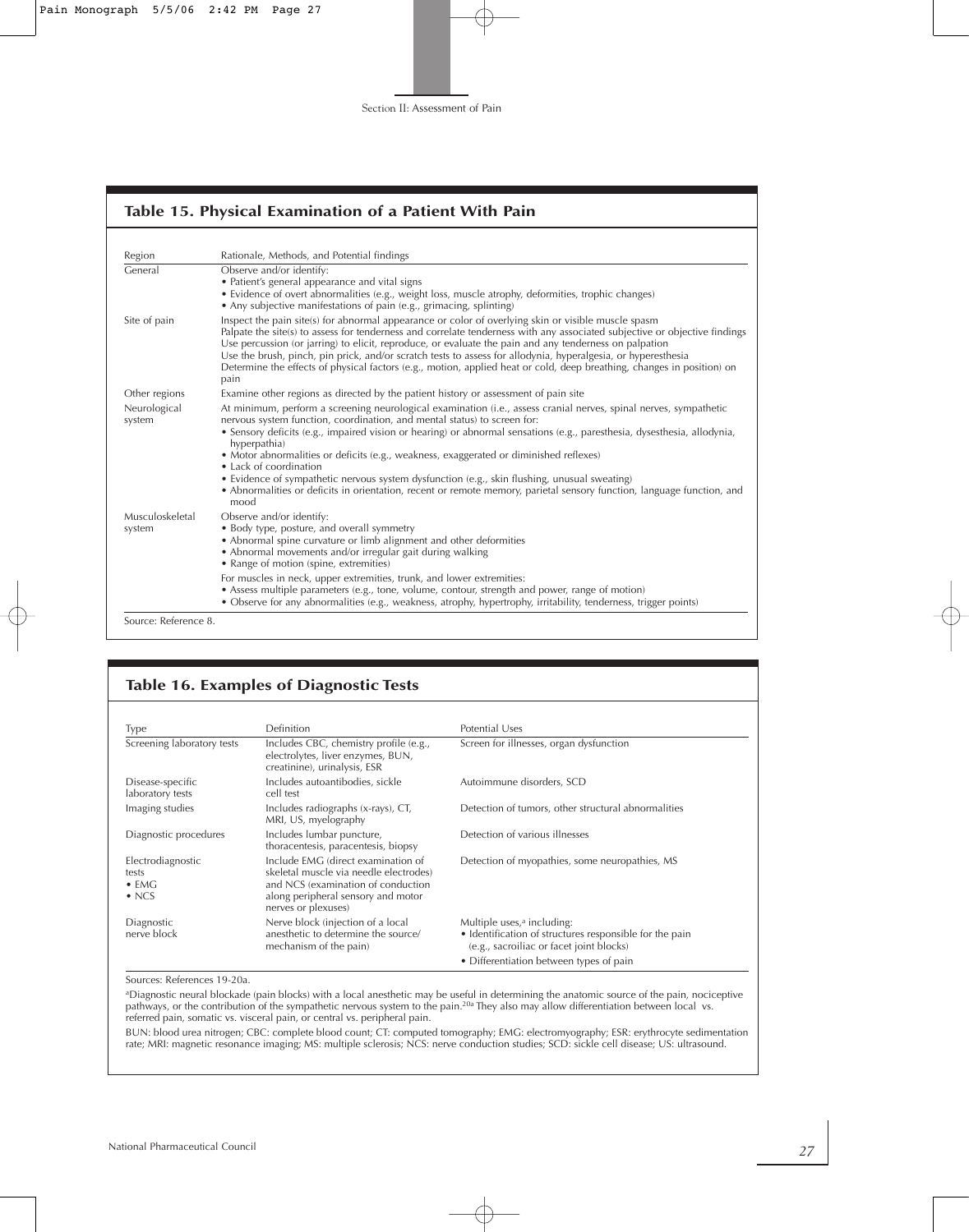## Table 15. Physical Examination of a Patient With Pain

| Region | Rationale, Methods, and Potential findings |
|---|---|
| General | Observe and/or identify:<br>• Patient's general appearance and vital signs<br>• Evidence of overt abnormalities (e.g., weight loss, muscle atrophy, deformities, trophic changes)<br>• Any subjective manifestations of pain (e.g., grimacing, splinting) |
| Site of pain | Inspect the pain site(s) for abnormal appearance or color of overlying skin or visible muscle spasm<br>Palpate the site(s) to assess for tenderness and correlate tenderness with any associated subjective or objective findings<br>Use percussion (or jarring) to elicit, reproduce, or evaluate the pain and any tenderness on palpation<br>Use the brush, pinch, pin prick, and/or scratch tests to assess for allodynia, hyperalgesia, or hyperesthesia<br>Determine the effects of physical factors (e.g., motion, applied heat or cold, deep breathing, changes in position) on pain |
| Other regions | Examine other regions as directed by the patient history or assessment of pain site |
| Neurological system | At minimum, perform a screening neurological examination (i.e., assess cranial nerves, spinal nerves, sympathetic nervous system function, coordination, and mental status) to screen for:<br>• Sensory deficits (e.g., impaired vision or hearing) or abnormal sensations (e.g., paresthesia, dysesthesia, allodynia, hyperpathia)<br>• Motor abnormalities or deficits (e.g., weakness, exaggerated or diminished reflexes)<br>• Lack of coordination<br>• Evidence of sympathetic nervous system dysfunction (e.g., skin flushing, unusual sweating)<br>• Abnormalities or deficits in orientation, recent or remote memory, parietal sensory function, language function, and mood |
| Musculoskeletal system | Observe and/or identify:<br>• Body type, posture, and overall symmetry<br>• Abnormal spine curvature or limb alignment and other deformities<br>• Abnormal movements and/or irregular gait during walking<br>• Range of motion (spine, extremities)<br>For muscles in neck, upper extremities, trunk, and lower extremities:<br>• Assess multiple parameters (e.g., tone, volume, contour, strength and power, range of motion)<br>• Observe for any abnormalities (e.g., weakness, atrophy, hypertrophy, irritability, tenderness, trigger points) |

Source: Reference 8.

## Table 16. Examples of Diagnostic Tests

| Type | Definition | Potential Uses |
|---|---|---|
| Screening laboratory tests | Includes CBC, chemistry profile (e.g., electrolytes, liver enzymes, BUN, creatinine), urinalysis, ESR | Screen for illnesses, organ dysfunction |
| Disease-specific laboratory tests | Includes autoantibodies, sickle cell test | Autoimmune disorders, SCD |
| Imaging studies | Includes radiographs (x-rays), CT, MRI, US, myelography | Detection of tumors, other structural abnormalities |
| Diagnostic procedures | Includes lumbar puncture, thoracentesis, paracentesis, biopsy | Detection of various illnesses |
| Electrodiagnostic tests<br>• EMG<br>• NCS | Include EMG (direct examination of skeletal muscle via needle electrodes) and NCS (examination of conduction along peripheral sensory and motor nerves or plexuses) | Detection of myopathies, some neuropathies, MS |
| Diagnostic nerve block | Nerve block (injection of a local anesthetic to determine the source/ mechanism of the pain) | Multiple uses,[a] including:<br>• Identification of structures responsible for the pain (e.g., sacroiliac or facet joint blocks)<br>• Differentiation between types of pain |

Sources: References 19-20a.

[a]Diagnostic neural blockade (pain blocks) with a local anesthetic may be useful in determining the anatomic source of the pain, nociceptive pathways, or the contribution of the sympathetic nervous system to the pain.[20a] They also may allow differentiation between local vs. referred pain, somatic vs. visceral pain, or central vs. peripheral pain.

BUN: blood urea nitrogen; CBC: complete blood count; CT: computed tomography; EMG: electromyography; ESR: erythrocyte sedimentation rate; MRI: magnetic resonance imaging; MS: multiple sclerosis; NCS: nerve conduction studies; SCD: sickle cell disease; US: ultrasound.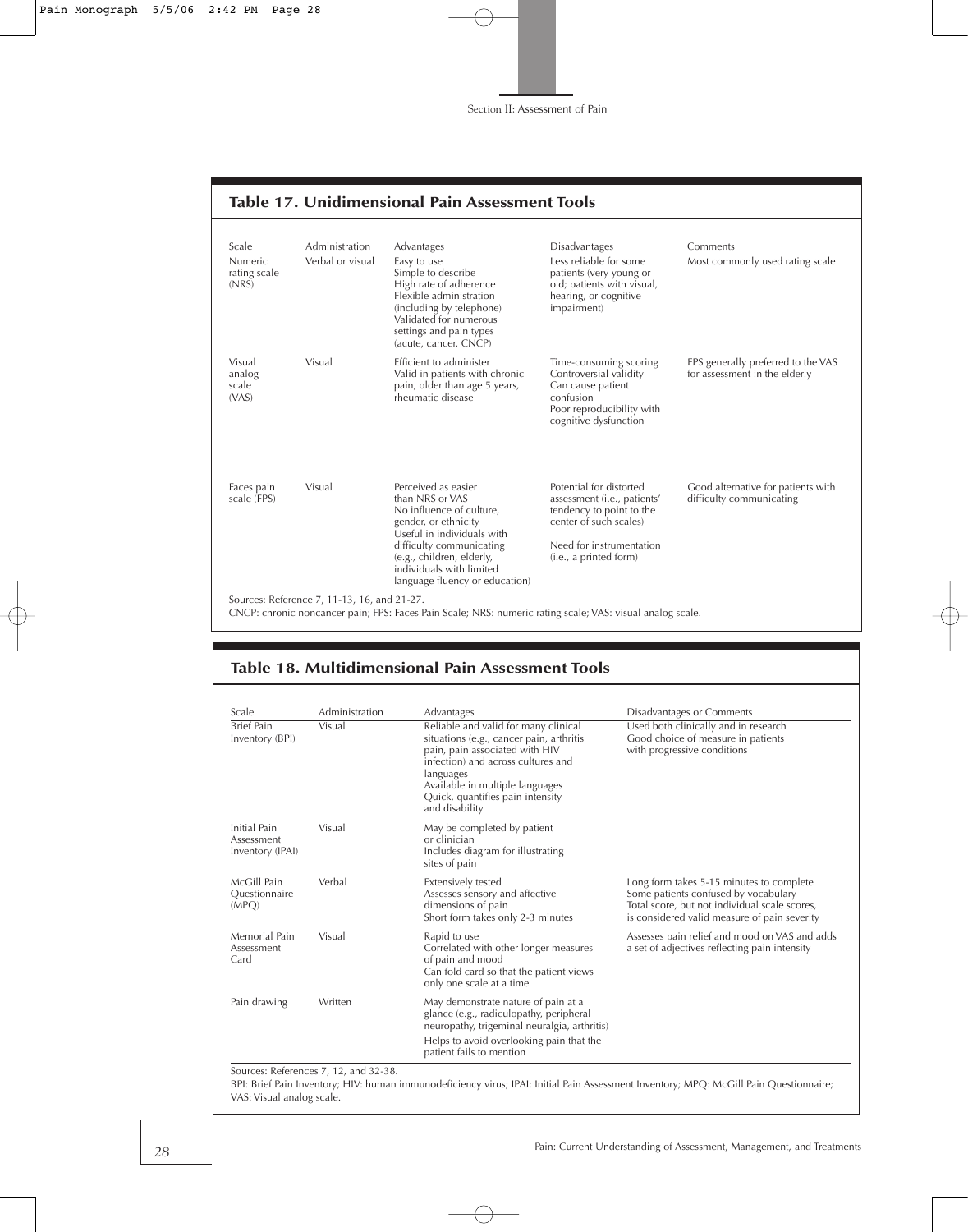## Table 17. Unidimensional Pain Assessment Tools

| Scale | Administration | Advantages | Disadvantages | Comments |
|---|---|---|---|---|
| Numeric rating scale (NRS) | Verbal or visual | Easy to use<br>Simple to describe<br>High rate of adherence<br>Flexible administration (including by telephone)<br>Validated for numerous settings and pain types (acute, cancer, CNCP) | Less reliable for some patients (very young or old; patients with visual, hearing, or cognitive impairment) | Most commonly used rating scale |
| Visual analog scale (VAS) | Visual | Efficient to administer<br>Valid in patients with chronic pain, older than age 5 years, rheumatic disease | Time-consuming scoring<br>Controversial validity<br>Can cause patient confusion<br>Poor reproducibility with cognitive dysfunction | FPS generally preferred to the VAS for assessment in the elderly |
| Faces pain scale (FPS) | Visual | Perceived as easier than NRS or VAS<br>No influence of culture, gender, or ethnicity<br>Useful in individuals with difficulty communicating (e.g., children, elderly, individuals with limited language fluency or education) | Potential for distorted assessment (i.e., patients' tendency to point to the center of such scales)<br>Need for instrumentation (i.e., a printed form) | Good alternative for patients with difficulty communicating |

Sources: Reference 7, 11-13, 16, and 21-27.
CNCP: chronic noncancer pain; FPS: Faces Pain Scale; NRS: numeric rating scale; VAS: visual analog scale.

## Table 18. Multidimensional Pain Assessment Tools

| Scale | Administration | Advantages | Disadvantages or Comments |
|---|---|---|---|
| Brief Pain Inventory (BPI) | Visual | Reliable and valid for many clinical situations (e.g., cancer pain, arthritis pain, pain associated with HIV infection) and across cultures and languages<br>Available in multiple languages<br>Quick, quantifies pain intensity and disability | Used both clinically and in research<br>Good choice of measure in patients with progressive conditions |
| Initial Pain Assessment Inventory (IPAI) | Visual | May be completed by patient or clinician<br>Includes diagram for illustrating sites of pain | |
| McGill Pain Questionnaire (MPQ) | Verbal | Extensively tested<br>Assesses sensory and affective dimensions of pain<br>Short form takes only 2-3 minutes | Long form takes 5-15 minutes to complete<br>Some patients confused by vocabulary<br>Total score, but not individual scale scores, is considered valid measure of pain severity |
| Memorial Pain Assessment Card | Visual | Rapid to use<br>Correlated with other longer measures of pain and mood<br>Can fold card so that the patient views only one scale at a time | Assesses pain relief and mood on VAS and adds a set of adjectives reflecting pain intensity |
| Pain drawing | Written | May demonstrate nature of pain at a glance (e.g., radiculopathy, peripheral neuropathy, trigeminal neuralgia, arthritis)<br>Helps to avoid overlooking pain that the patient fails to mention | |

Sources: References 7, 12, and 32-38.
BPI: Brief Pain Inventory; HIV: human immunodeficiency virus; IPAI: Initial Pain Assessment Inventory; MPQ: McGill Pain Questionnaire; VAS: Visual analog scale.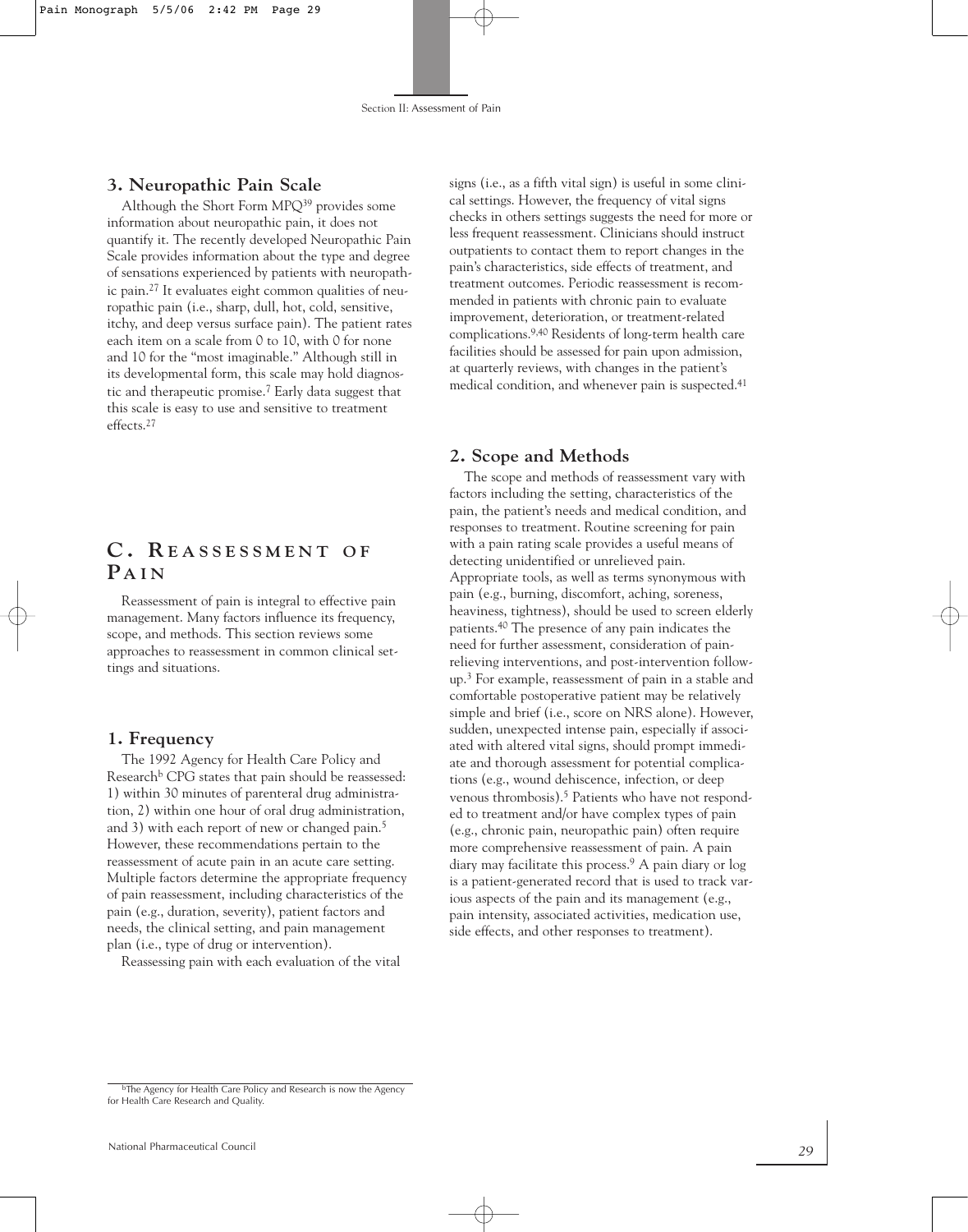### 3. Neuropathic Pain Scale

Although the Short Form MPQ[39] provides some information about neuropathic pain, it does not quantify it. The recently developed Neuropathic Pain Scale provides information about the type and degree of sensations experienced by patients with neuropathic pain.[27] It evaluates eight common qualities of neuropathic pain (i.e., sharp, dull, hot, cold, sensitive, itchy, and deep versus surface pain). The patient rates each item on a scale from 0 to 10, with 0 for none and 10 for the "most imaginable." Although still in its developmental form, this scale may hold diagnostic and therapeutic promise.[7] Early data suggest that this scale is easy to use and sensitive to treatment effects.[27]

## C. Reassessment of Pain

Reassessment of pain is integral to effective pain management. Many factors influence its frequency, scope, and methods. This section reviews some approaches to reassessment in common clinical settings and situations.

### 1. Frequency

The 1992 Agency for Health Care Policy and Research[b] CPG states that pain should be reassessed: 1) within 30 minutes of parenteral drug administration, 2) within one hour of oral drug administration, and 3) with each report of new or changed pain.[5] However, these recommendations pertain to the reassessment of acute pain in an acute care setting. Multiple factors determine the appropriate frequency of pain reassessment, including characteristics of the pain (e.g., duration, severity), patient factors and needs, the clinical setting, and pain management plan (i.e., type of drug or intervention).

Reassessing pain with each evaluation of the vital signs (i.e., as a fifth vital sign) is useful in some clinical settings. However, the frequency of vital signs checks in others settings suggests the need for more or less frequent reassessment. Clinicians should instruct outpatients to contact them to report changes in the pain's characteristics, side effects of treatment, and treatment outcomes. Periodic reassessment is recommended in patients with chronic pain to evaluate improvement, deterioration, or treatment-related complications.[9,40] Residents of long-term health care facilities should be assessed for pain upon admission, at quarterly reviews, with changes in the patient's medical condition, and whenever pain is suspected.[41]

### 2. Scope and Methods

The scope and methods of reassessment vary with factors including the setting, characteristics of the pain, the patient's needs and medical condition, and responses to treatment. Routine screening for pain with a pain rating scale provides a useful means of detecting unidentified or unrelieved pain. Appropriate tools, as well as terms synonymous with pain (e.g., burning, discomfort, aching, soreness, heaviness, tightness), should be used to screen elderly patients.[40] The presence of any pain indicates the need for further assessment, consideration of pain-relieving interventions, and post-intervention follow-up.[3] For example, reassessment of pain in a stable and comfortable postoperative patient may be relatively simple and brief (i.e., score on NRS alone). However, sudden, unexpected intense pain, especially if associated with altered vital signs, should prompt immediate and thorough assessment for potential complications (e.g., wound dehiscence, infection, or deep venous thrombosis).[5] Patients who have not responded to treatment and/or have complex types of pain (e.g., chronic pain, neuropathic pain) often require more comprehensive reassessment of pain. A pain diary may facilitate this process.[9] A pain diary or log is a patient-generated record that is used to track various aspects of the pain and its management (e.g., pain intensity, associated activities, medication use, side effects, and other responses to treatment).

[b] The Agency for Health Care Policy and Research is now the Agency for Health Care Research and Quality.